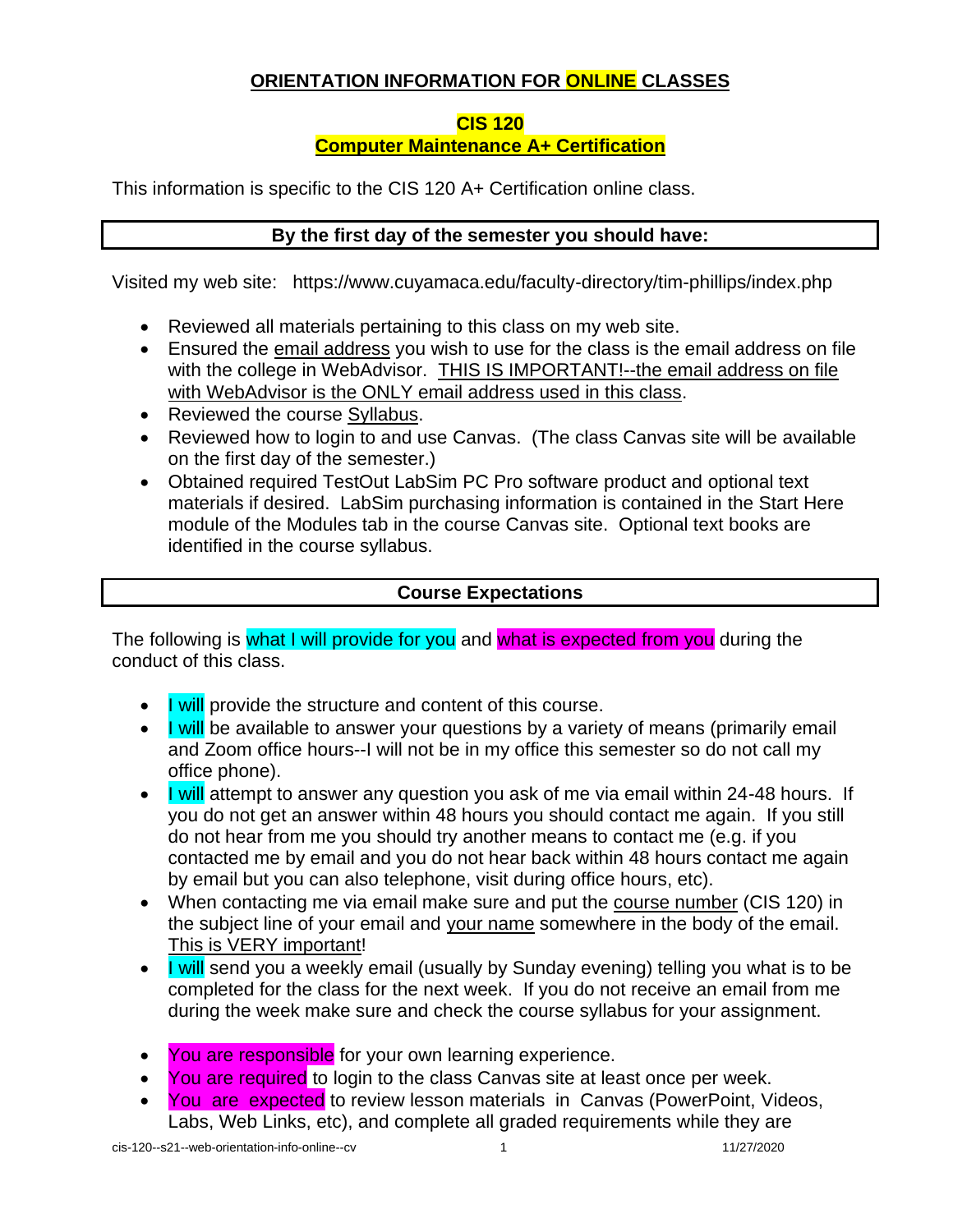# ORIENTATION INFORMATION FOR ONLINE CLASSES

## CIS 120
## Computer Maintenance A+ Certification

This information is specific to the CIS 120 A+ Certification online class.

### By the first day of the semester you should have:

Visited my web site: https://www.cuyamaca.edu/faculty-directory/tim-phillips/index.php

- Reviewed all materials pertaining to this class on my web site.
- Ensured the email address you wish to use for the class is the email address on file with the college in WebAdvisor. THIS IS IMPORTANT!--the email address on file with WebAdvisor is the ONLY email address used in this class.
- Reviewed the course Syllabus.
- Reviewed how to login to and use Canvas. (The class Canvas site will be available on the first day of the semester.)
- Obtained required TestOut LabSim PC Pro software product and optional text materials if desired. LabSim purchasing information is contained in the Start Here module of the Modules tab in the course Canvas site. Optional text books are identified in the course syllabus.

### Course Expectations

The following is what I will provide for you and what is expected from you during the conduct of this class.

- I will provide the structure and content of this course.
- I will be available to answer your questions by a variety of means (primarily email and Zoom office hours--I will not be in my office this semester so do not call my office phone).
- I will attempt to answer any question you ask of me via email within 24-48 hours. If you do not get an answer within 48 hours you should contact me again. If you still do not hear from me you should try another means to contact me (e.g. if you contacted me by email and you do not hear back within 48 hours contact me again by email but you can also telephone, visit during office hours, etc).
- When contacting me via email make sure and put the course number (CIS 120) in the subject line of your email and your name somewhere in the body of the email. This is VERY important!
- I will send you a weekly email (usually by Sunday evening) telling you what is to be completed for the class for the next week. If you do not receive an email from me during the week make sure and check the course syllabus for your assignment.

- You are responsible for your own learning experience.
- You are required to login to the class Canvas site at least once per week.
- You are expected to review lesson materials in Canvas (PowerPoint, Videos, Labs, Web Links, etc), and complete all graded requirements while they are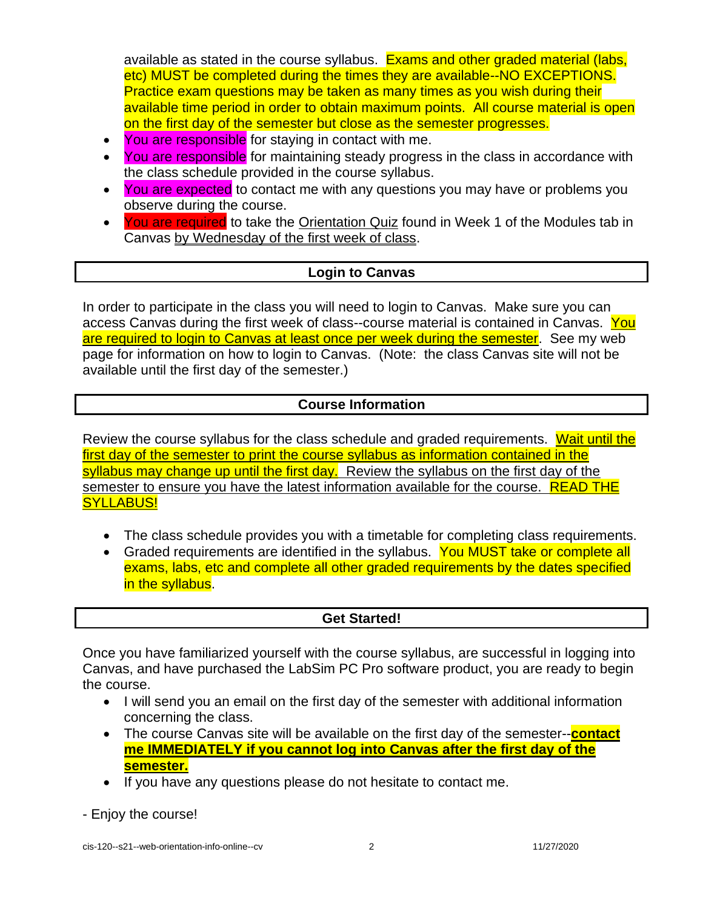available as stated in the course syllabus. Exams and other graded material (labs, etc) MUST be completed during the times they are available--NO EXCEPTIONS. Practice exam questions may be taken as many times as you wish during their available time period in order to obtain maximum points. All course material is open on the first day of the semester but close as the semester progresses.

- You are responsible for staying in contact with me.
- You are responsible for maintaining steady progress in the class in accordance with the class schedule provided in the course syllabus.
- You are expected to contact me with any questions you may have or problems you observe during the course.
- You are required to take the Orientation Quiz found in Week 1 of the Modules tab in Canvas by Wednesday of the first week of class.

## Login to Canvas

In order to participate in the class you will need to login to Canvas. Make sure you can access Canvas during the first week of class--course material is contained in Canvas. You are required to login to Canvas at least once per week during the semester. See my web page for information on how to login to Canvas. (Note: the class Canvas site will not be available until the first day of the semester.)

## Course Information

Review the course syllabus for the class schedule and graded requirements. Wait until the first day of the semester to print the course syllabus as information contained in the syllabus may change up until the first day. Review the syllabus on the first day of the semester to ensure you have the latest information available for the course. READ THE SYLLABUS!

- The class schedule provides you with a timetable for completing class requirements.
- Graded requirements are identified in the syllabus. You MUST take or complete all exams, labs, etc and complete all other graded requirements by the dates specified in the syllabus.

## Get Started!

Once you have familiarized yourself with the course syllabus, are successful in logging into Canvas, and have purchased the LabSim PC Pro software product, you are ready to begin the course.

- I will send you an email on the first day of the semester with additional information concerning the class.
- The course Canvas site will be available on the first day of the semester--**contact me IMMEDIATELY if you cannot log into Canvas after the first day of the semester.**
- If you have any questions please do not hesitate to contact me.

- Enjoy the course!